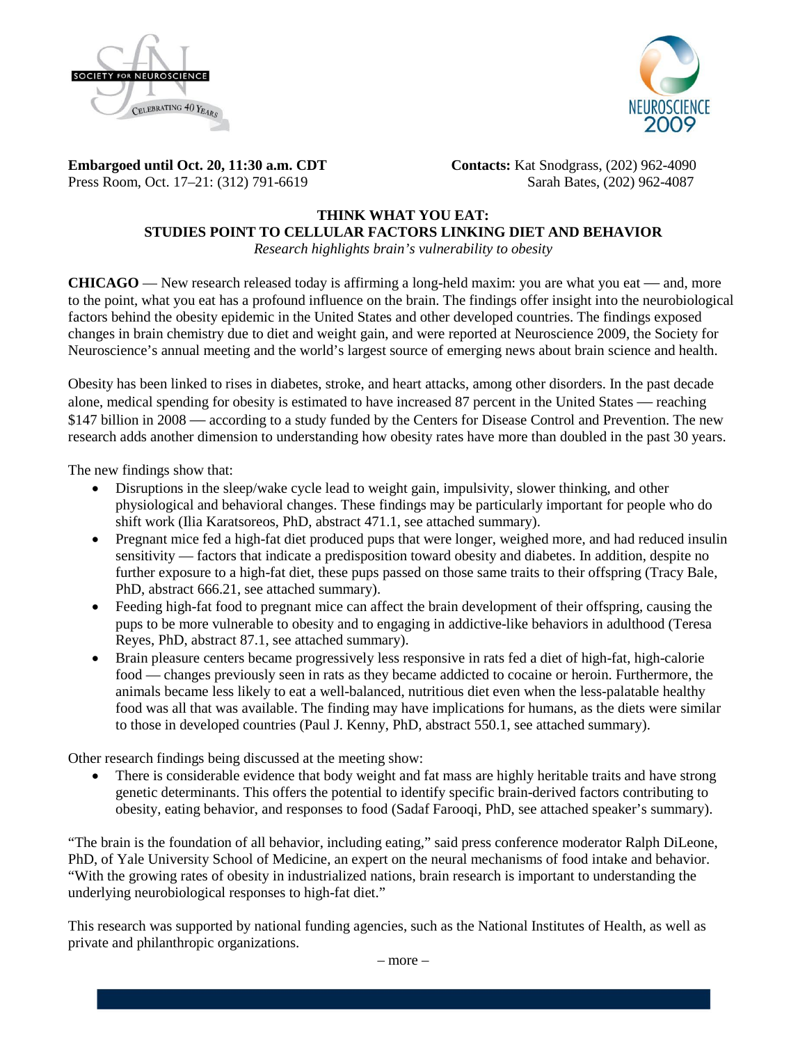**Embargoed until Oct. 20, 11:30 a.m. CDT**
Press Room, Oct. 17–21: (312) 791-6619

**Contacts:** Kat Snodgrass, (202) 962-4090
Sarah Bates, (202) 962-4087

# THINK WHAT YOU EAT: STUDIES POINT TO CELLULAR FACTORS LINKING DIET AND BEHAVIOR

*Research highlights brain's vulnerability to obesity*

**CHICAGO** — New research released today is affirming a long-held maxim: you are what you eat — and, more to the point, what you eat has a profound influence on the brain. The findings offer insight into the neurobiological factors behind the obesity epidemic in the United States and other developed countries. The findings exposed changes in brain chemistry due to diet and weight gain, and were reported at Neuroscience 2009, the Society for Neuroscience's annual meeting and the world's largest source of emerging news about brain science and health.

Obesity has been linked to rises in diabetes, stroke, and heart attacks, among other disorders. In the past decade alone, medical spending for obesity is estimated to have increased 87 percent in the United States — reaching $147 billion in 2008 — according to a study funded by the Centers for Disease Control and Prevention. The new research adds another dimension to understanding how obesity rates have more than doubled in the past 30 years.

The new findings show that:

- Disruptions in the sleep/wake cycle lead to weight gain, impulsivity, slower thinking, and other physiological and behavioral changes. These findings may be particularly important for people who do shift work (Ilia Karatsoreos, PhD, abstract 471.1, see attached summary).
- Pregnant mice fed a high-fat diet produced pups that were longer, weighed more, and had reduced insulin sensitivity — factors that indicate a predisposition toward obesity and diabetes. In addition, despite no further exposure to a high-fat diet, these pups passed on those same traits to their offspring (Tracy Bale, PhD, abstract 666.21, see attached summary).
- Feeding high-fat food to pregnant mice can affect the brain development of their offspring, causing the pups to be more vulnerable to obesity and to engaging in addictive-like behaviors in adulthood (Teresa Reyes, PhD, abstract 87.1, see attached summary).
- Brain pleasure centers became progressively less responsive in rats fed a diet of high-fat, high-calorie food — changes previously seen in rats as they became addicted to cocaine or heroin. Furthermore, the animals became less likely to eat a well-balanced, nutritious diet even when the less-palatable healthy food was all that was available. The finding may have implications for humans, as the diets were similar to those in developed countries (Paul J. Kenny, PhD, abstract 550.1, see attached summary).

Other research findings being discussed at the meeting show:

- There is considerable evidence that body weight and fat mass are highly heritable traits and have strong genetic determinants. This offers the potential to identify specific brain-derived factors contributing to obesity, eating behavior, and responses to food (Sadaf Farooqi, PhD, see attached speaker's summary).

"The brain is the foundation of all behavior, including eating," said press conference moderator Ralph DiLeone, PhD, of Yale University School of Medicine, an expert on the neural mechanisms of food intake and behavior. "With the growing rates of obesity in industrialized nations, brain research is important to understanding the underlying neurobiological responses to high-fat diet."

This research was supported by national funding agencies, such as the National Institutes of Health, as well as private and philanthropic organizations.

– more –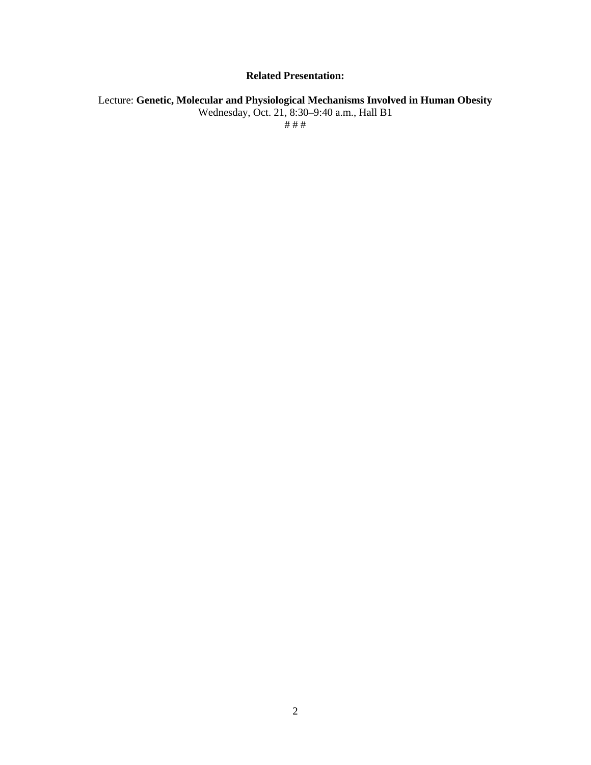**Related Presentation:**

Lecture: **Genetic, Molecular and Physiological Mechanisms Involved in Human Obesity**
Wednesday, Oct. 21, 8:30–9:40 a.m., Hall B1
# # #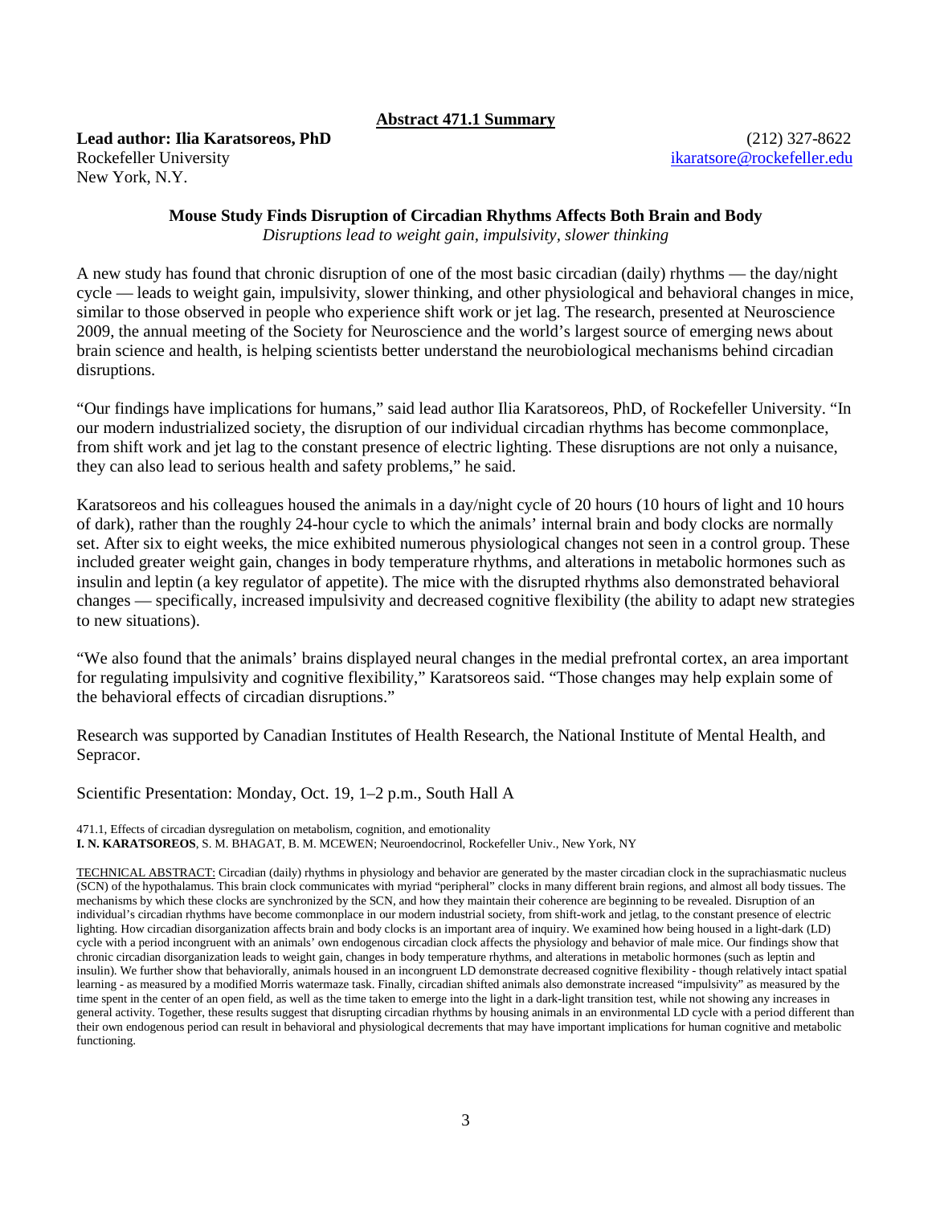**Abstract 471.1 Summary**

**Lead author: Ilia Karatsoreos, PhD**
Rockefeller University
New York, N.Y.

(212) 327-8622
ikaratsore@rockefeller.edu

## Mouse Study Finds Disruption of Circadian Rhythms Affects Both Brain and Body

*Disruptions lead to weight gain, impulsivity, slower thinking*

A new study has found that chronic disruption of one of the most basic circadian (daily) rhythms — the day/night cycle — leads to weight gain, impulsivity, slower thinking, and other physiological and behavioral changes in mice, similar to those observed in people who experience shift work or jet lag. The research, presented at Neuroscience 2009, the annual meeting of the Society for Neuroscience and the world's largest source of emerging news about brain science and health, is helping scientists better understand the neurobiological mechanisms behind circadian disruptions.

"Our findings have implications for humans," said lead author Ilia Karatsoreos, PhD, of Rockefeller University. "In our modern industrialized society, the disruption of our individual circadian rhythms has become commonplace, from shift work and jet lag to the constant presence of electric lighting. These disruptions are not only a nuisance, they can also lead to serious health and safety problems," he said.

Karatsoreos and his colleagues housed the animals in a day/night cycle of 20 hours (10 hours of light and 10 hours of dark), rather than the roughly 24-hour cycle to which the animals' internal brain and body clocks are normally set. After six to eight weeks, the mice exhibited numerous physiological changes not seen in a control group. These included greater weight gain, changes in body temperature rhythms, and alterations in metabolic hormones such as insulin and leptin (a key regulator of appetite). The mice with the disrupted rhythms also demonstrated behavioral changes — specifically, increased impulsivity and decreased cognitive flexibility (the ability to adapt new strategies to new situations).

"We also found that the animals' brains displayed neural changes in the medial prefrontal cortex, an area important for regulating impulsivity and cognitive flexibility," Karatsoreos said. "Those changes may help explain some of the behavioral effects of circadian disruptions."

Research was supported by Canadian Institutes of Health Research, the National Institute of Mental Health, and Sepracor.

Scientific Presentation: Monday, Oct. 19, 1–2 p.m., South Hall A

471.1, Effects of circadian dysregulation on metabolism, cognition, and emotionality
**I. N. KARATSOREOS**, S. M. BHAGAT, B. M. MCEWEN; Neuroendocrinol, Rockefeller Univ., New York, NY

TECHNICAL ABSTRACT: Circadian (daily) rhythms in physiology and behavior are generated by the master circadian clock in the suprachiasmatic nucleus (SCN) of the hypothalamus. This brain clock communicates with myriad "peripheral" clocks in many different brain regions, and almost all body tissues. The mechanisms by which these clocks are synchronized by the SCN, and how they maintain their coherence are beginning to be revealed. Disruption of an individual's circadian rhythms have become commonplace in our modern industrial society, from shift-work and jetlag, to the constant presence of electric lighting. How circadian disorganization affects brain and body clocks is an important area of inquiry. We examined how being housed in a light-dark (LD) cycle with a period incongruent with an animals' own endogenous circadian clock affects the physiology and behavior of male mice. Our findings show that chronic circadian disorganization leads to weight gain, changes in body temperature rhythms, and alterations in metabolic hormones (such as leptin and insulin). We further show that behaviorally, animals housed in an incongruent LD demonstrate decreased cognitive flexibility - though relatively intact spatial learning - as measured by a modified Morris watermaze task. Finally, circadian shifted animals also demonstrate increased "impulsivity" as measured by the time spent in the center of an open field, as well as the time taken to emerge into the light in a dark-light transition test, while not showing any increases in general activity. Together, these results suggest that disrupting circadian rhythms by housing animals in an environmental LD cycle with a period different than their own endogenous period can result in behavioral and physiological decrements that may have important implications for human cognitive and metabolic functioning.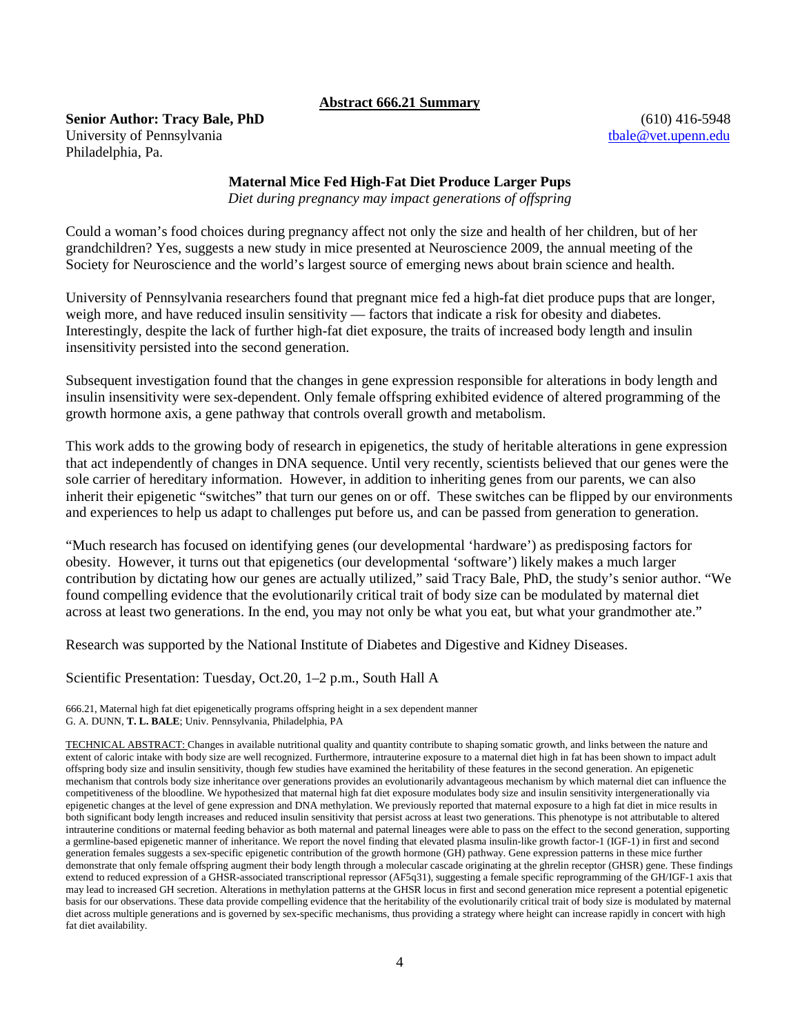## Abstract 666.21 Summary

**Senior Author: Tracy Bale, PhD**
University of Pennsylvania
Philadelphia, Pa.

(610) 416-5948
tbale@vet.upenn.edu

### Maternal Mice Fed High-Fat Diet Produce Larger Pups

*Diet during pregnancy may impact generations of offspring*

Could a woman's food choices during pregnancy affect not only the size and health of her children, but of her grandchildren? Yes, suggests a new study in mice presented at Neuroscience 2009, the annual meeting of the Society for Neuroscience and the world's largest source of emerging news about brain science and health.

University of Pennsylvania researchers found that pregnant mice fed a high-fat diet produce pups that are longer, weigh more, and have reduced insulin sensitivity — factors that indicate a risk for obesity and diabetes. Interestingly, despite the lack of further high-fat diet exposure, the traits of increased body length and insulin insensitivity persisted into the second generation.

Subsequent investigation found that the changes in gene expression responsible for alterations in body length and insulin insensitivity were sex-dependent. Only female offspring exhibited evidence of altered programming of the growth hormone axis, a gene pathway that controls overall growth and metabolism.

This work adds to the growing body of research in epigenetics, the study of heritable alterations in gene expression that act independently of changes in DNA sequence. Until very recently, scientists believed that our genes were the sole carrier of hereditary information. However, in addition to inheriting genes from our parents, we can also inherit their epigenetic "switches" that turn our genes on or off. These switches can be flipped by our environments and experiences to help us adapt to challenges put before us, and can be passed from generation to generation.

"Much research has focused on identifying genes (our developmental 'hardware') as predisposing factors for obesity. However, it turns out that epigenetics (our developmental 'software') likely makes a much larger contribution by dictating how our genes are actually utilized," said Tracy Bale, PhD, the study's senior author. "We found compelling evidence that the evolutionarily critical trait of body size can be modulated by maternal diet across at least two generations. In the end, you may not only be what you eat, but what your grandmother ate."

Research was supported by the National Institute of Diabetes and Digestive and Kidney Diseases.

Scientific Presentation: Tuesday, Oct.20, 1–2 p.m., South Hall A

666.21, Maternal high fat diet epigenetically programs offspring height in a sex dependent manner
G. A. DUNN, **T. L. BALE**; Univ. Pennsylvania, Philadelphia, PA

TECHNICAL ABSTRACT: Changes in available nutritional quality and quantity contribute to shaping somatic growth, and links between the nature and extent of caloric intake with body size are well recognized. Furthermore, intrauterine exposure to a maternal diet high in fat has been shown to impact adult offspring body size and insulin sensitivity, though few studies have examined the heritability of these features in the second generation. An epigenetic mechanism that controls body size inheritance over generations provides an evolutionarily advantageous mechanism by which maternal diet can influence the competitiveness of the bloodline. We hypothesized that maternal high fat diet exposure modulates body size and insulin sensitivity intergenerationally via epigenetic changes at the level of gene expression and DNA methylation. We previously reported that maternal exposure to a high fat diet in mice results in both significant body length increases and reduced insulin sensitivity that persist across at least two generations. This phenotype is not attributable to altered intrauterine conditions or maternal feeding behavior as both maternal and paternal lineages were able to pass on the effect to the second generation, supporting a germline-based epigenetic manner of inheritance. We report the novel finding that elevated plasma insulin-like growth factor-1 (IGF-1) in first and second generation females suggests a sex-specific epigenetic contribution of the growth hormone (GH) pathway. Gene expression patterns in these mice further demonstrate that only female offspring augment their body length through a molecular cascade originating at the ghrelin receptor (GHSR) gene. These findings extend to reduced expression of a GHSR-associated transcriptional repressor (AF5q31), suggesting a female specific reprogramming of the GH/IGF-1 axis that may lead to increased GH secretion. Alterations in methylation patterns at the GHSR locus in first and second generation mice represent a potential epigenetic basis for our observations. These data provide compelling evidence that the heritability of the evolutionarily critical trait of body size is modulated by maternal diet across multiple generations and is governed by sex-specific mechanisms, thus providing a strategy where height can increase rapidly in concert with high fat diet availability.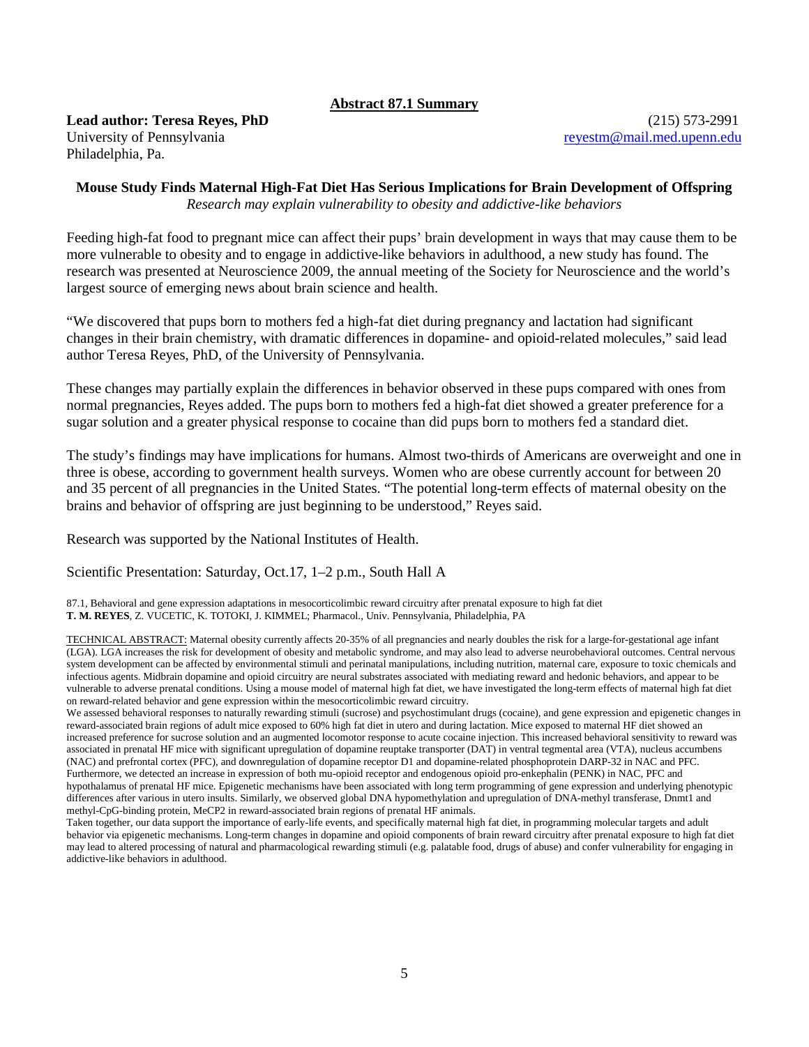**Abstract 87.1 Summary**

**Lead author: Teresa Reyes, PhD**
University of Pennsylvania
Philadelphia, Pa.

(215) 573-2991
reyestm@mail.med.upenn.edu

**Mouse Study Finds Maternal High-Fat Diet Has Serious Implications for Brain Development of Offspring**

*Research may explain vulnerability to obesity and addictive-like behaviors*

Feeding high-fat food to pregnant mice can affect their pups' brain development in ways that may cause them to be more vulnerable to obesity and to engage in addictive-like behaviors in adulthood, a new study has found. The research was presented at Neuroscience 2009, the annual meeting of the Society for Neuroscience and the world's largest source of emerging news about brain science and health.

"We discovered that pups born to mothers fed a high-fat diet during pregnancy and lactation had significant changes in their brain chemistry, with dramatic differences in dopamine- and opioid-related molecules," said lead author Teresa Reyes, PhD, of the University of Pennsylvania.

These changes may partially explain the differences in behavior observed in these pups compared with ones from normal pregnancies, Reyes added. The pups born to mothers fed a high-fat diet showed a greater preference for a sugar solution and a greater physical response to cocaine than did pups born to mothers fed a standard diet.

The study's findings may have implications for humans. Almost two-thirds of Americans are overweight and one in three is obese, according to government health surveys. Women who are obese currently account for between 20 and 35 percent of all pregnancies in the United States. "The potential long-term effects of maternal obesity on the brains and behavior of offspring are just beginning to be understood," Reyes said.

Research was supported by the National Institutes of Health.

Scientific Presentation: Saturday, Oct.17, 1–2 p.m., South Hall A

87.1, Behavioral and gene expression adaptations in mesocorticolimbic reward circuitry after prenatal exposure to high fat diet
**T. M. REYES**, Z. VUCETIC, K. TOTOKI, J. KIMMEL; Pharmacol., Univ. Pennsylvania, Philadelphia, PA

TECHNICAL ABSTRACT: Maternal obesity currently affects 20-35% of all pregnancies and nearly doubles the risk for a large-for-gestational age infant (LGA). LGA increases the risk for development of obesity and metabolic syndrome, and may also lead to adverse neurobehavioral outcomes. Central nervous system development can be affected by environmental stimuli and perinatal manipulations, including nutrition, maternal care, exposure to toxic chemicals and infectious agents. Midbrain dopamine and opioid circuitry are neural substrates associated with mediating reward and hedonic behaviors, and appear to be vulnerable to adverse prenatal conditions. Using a mouse model of maternal high fat diet, we have investigated the long-term effects of maternal high fat diet on reward-related behavior and gene expression within the mesocorticolimbic reward circuitry.

We assessed behavioral responses to naturally rewarding stimuli (sucrose) and psychostimulant drugs (cocaine), and gene expression and epigenetic changes in reward-associated brain regions of adult mice exposed to 60% high fat diet in utero and during lactation. Mice exposed to maternal HF diet showed an increased preference for sucrose solution and an augmented locomotor response to acute cocaine injection. This increased behavioral sensitivity to reward was associated in prenatal HF mice with significant upregulation of dopamine reuptake transporter (DAT) in ventral tegmental area (VTA), nucleus accumbens (NAC) and prefrontal cortex (PFC), and downregulation of dopamine receptor D1 and dopamine-related phosphoprotein DARP-32 in NAC and PFC. Furthermore, we detected an increase in expression of both mu-opioid receptor and endogenous opioid pro-enkephalin (PENK) in NAC, PFC and hypothalamus of prenatal HF mice. Epigenetic mechanisms have been associated with long term programming of gene expression and underlying phenotypic differences after various in utero insults. Similarly, we observed global DNA hypomethylation and upregulation of DNA-methyl transferase, Dnmt1 and methyl-CpG-binding protein, MeCP2 in reward-associated brain regions of prenatal HF animals.

Taken together, our data support the importance of early-life events, and specifically maternal high fat diet, in programming molecular targets and adult behavior via epigenetic mechanisms. Long-term changes in dopamine and opioid components of brain reward circuitry after prenatal exposure to high fat diet may lead to altered processing of natural and pharmacological rewarding stimuli (e.g. palatable food, drugs of abuse) and confer vulnerability for engaging in addictive-like behaviors in adulthood.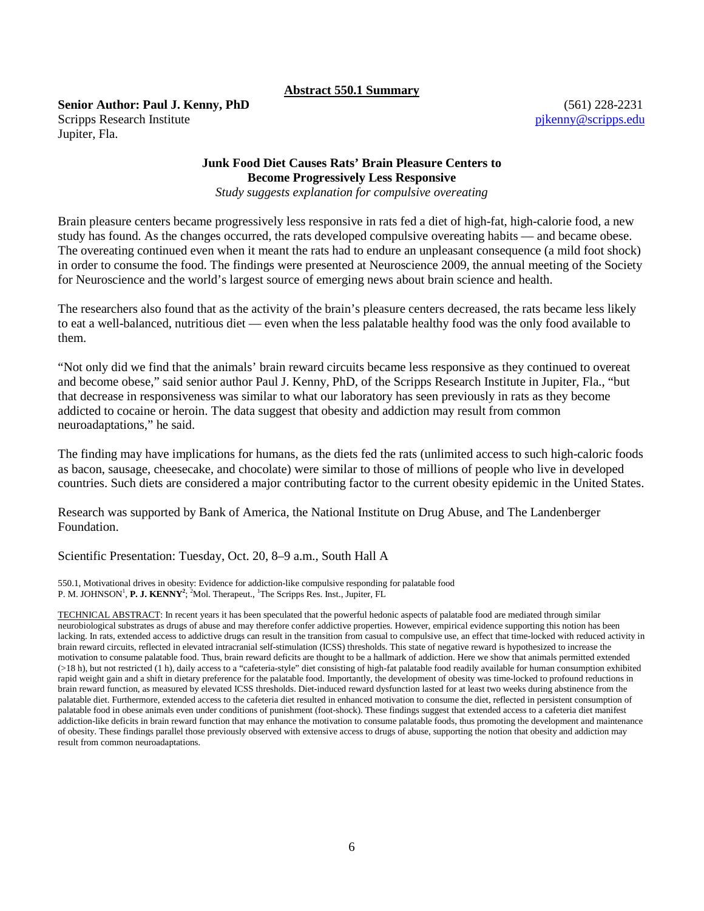**Abstract 550.1 Summary**

**Senior Author: Paul J. Kenny, PhD**
Scripps Research Institute
Jupiter, Fla.

(561) 228-2231
pjkenny@scripps.edu

**Junk Food Diet Causes Rats' Brain Pleasure Centers to Become Progressively Less Responsive**

*Study suggests explanation for compulsive overeating*

Brain pleasure centers became progressively less responsive in rats fed a diet of high-fat, high-calorie food, a new study has found. As the changes occurred, the rats developed compulsive overeating habits — and became obese. The overeating continued even when it meant the rats had to endure an unpleasant consequence (a mild foot shock) in order to consume the food. The findings were presented at Neuroscience 2009, the annual meeting of the Society for Neuroscience and the world's largest source of emerging news about brain science and health.

The researchers also found that as the activity of the brain's pleasure centers decreased, the rats became less likely to eat a well-balanced, nutritious diet — even when the less palatable healthy food was the only food available to them.

"Not only did we find that the animals' brain reward circuits became less responsive as they continued to overeat and become obese," said senior author Paul J. Kenny, PhD, of the Scripps Research Institute in Jupiter, Fla., "but that decrease in responsiveness was similar to what our laboratory has seen previously in rats as they become addicted to cocaine or heroin. The data suggest that obesity and addiction may result from common neuroadaptations," he said.

The finding may have implications for humans, as the diets fed the rats (unlimited access to such high-caloric foods as bacon, sausage, cheesecake, and chocolate) were similar to those of millions of people who live in developed countries. Such diets are considered a major contributing factor to the current obesity epidemic in the United States.

Research was supported by Bank of America, the National Institute on Drug Abuse, and The Landenberger Foundation.

Scientific Presentation: Tuesday, Oct. 20, 8–9 a.m., South Hall A

550.1, Motivational drives in obesity: Evidence for addiction-like compulsive responding for palatable food
P. M. JOHNSON[1], **P. J. KENNY[2]**; [2]Mol. Therapeut., [1]The Scripps Res. Inst., Jupiter, FL

TECHNICAL ABSTRACT: In recent years it has been speculated that the powerful hedonic aspects of palatable food are mediated through similar neurobiological substrates as drugs of abuse and may therefore confer addictive properties. However, empirical evidence supporting this notion has been lacking. In rats, extended access to addictive drugs can result in the transition from casual to compulsive use, an effect that time-locked with reduced activity in brain reward circuits, reflected in elevated intracranial self-stimulation (ICSS) thresholds. This state of negative reward is hypothesized to increase the motivation to consume palatable food. Thus, brain reward deficits are thought to be a hallmark of addiction. Here we show that animals permitted extended (>18 h), but not restricted (1 h), daily access to a "cafeteria-style" diet consisting of high-fat palatable food readily available for human consumption exhibited rapid weight gain and a shift in dietary preference for the palatable food. Importantly, the development of obesity was time-locked to profound reductions in brain reward function, as measured by elevated ICSS thresholds. Diet-induced reward dysfunction lasted for at least two weeks during abstinence from the palatable diet. Furthermore, extended access to the cafeteria diet resulted in enhanced motivation to consume the diet, reflected in persistent consumption of palatable food in obese animals even under conditions of punishment (foot-shock). These findings suggest that extended access to a cafeteria diet manifest addiction-like deficits in brain reward function that may enhance the motivation to consume palatable foods, thus promoting the development and maintenance of obesity. These findings parallel those previously observed with extensive access to drugs of abuse, supporting the notion that obesity and addiction may result from common neuroadaptations.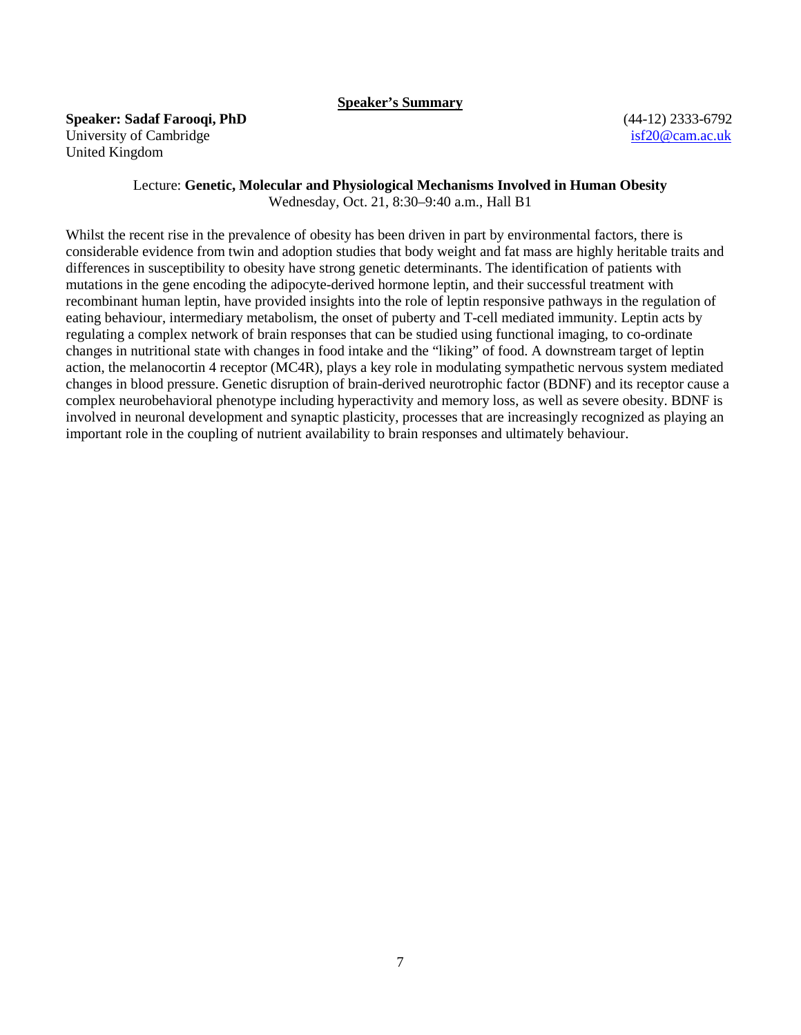## Speaker's Summary

**Speaker: Sadaf Farooqi, PhD**
University of Cambridge
United Kingdom

(44-12) 2333-6792
isf20@cam.ac.uk

Lecture: **Genetic, Molecular and Physiological Mechanisms Involved in Human Obesity**
Wednesday, Oct. 21, 8:30–9:40 a.m., Hall B1

Whilst the recent rise in the prevalence of obesity has been driven in part by environmental factors, there is considerable evidence from twin and adoption studies that body weight and fat mass are highly heritable traits and differences in susceptibility to obesity have strong genetic determinants. The identification of patients with mutations in the gene encoding the adipocyte-derived hormone leptin, and their successful treatment with recombinant human leptin, have provided insights into the role of leptin responsive pathways in the regulation of eating behaviour, intermediary metabolism, the onset of puberty and T-cell mediated immunity. Leptin acts by regulating a complex network of brain responses that can be studied using functional imaging, to co-ordinate changes in nutritional state with changes in food intake and the "liking" of food. A downstream target of leptin action, the melanocortin 4 receptor (MC4R), plays a key role in modulating sympathetic nervous system mediated changes in blood pressure. Genetic disruption of brain-derived neurotrophic factor (BDNF) and its receptor cause a complex neurobehavioral phenotype including hyperactivity and memory loss, as well as severe obesity. BDNF is involved in neuronal development and synaptic plasticity, processes that are increasingly recognized as playing an important role in the coupling of nutrient availability to brain responses and ultimately behaviour.